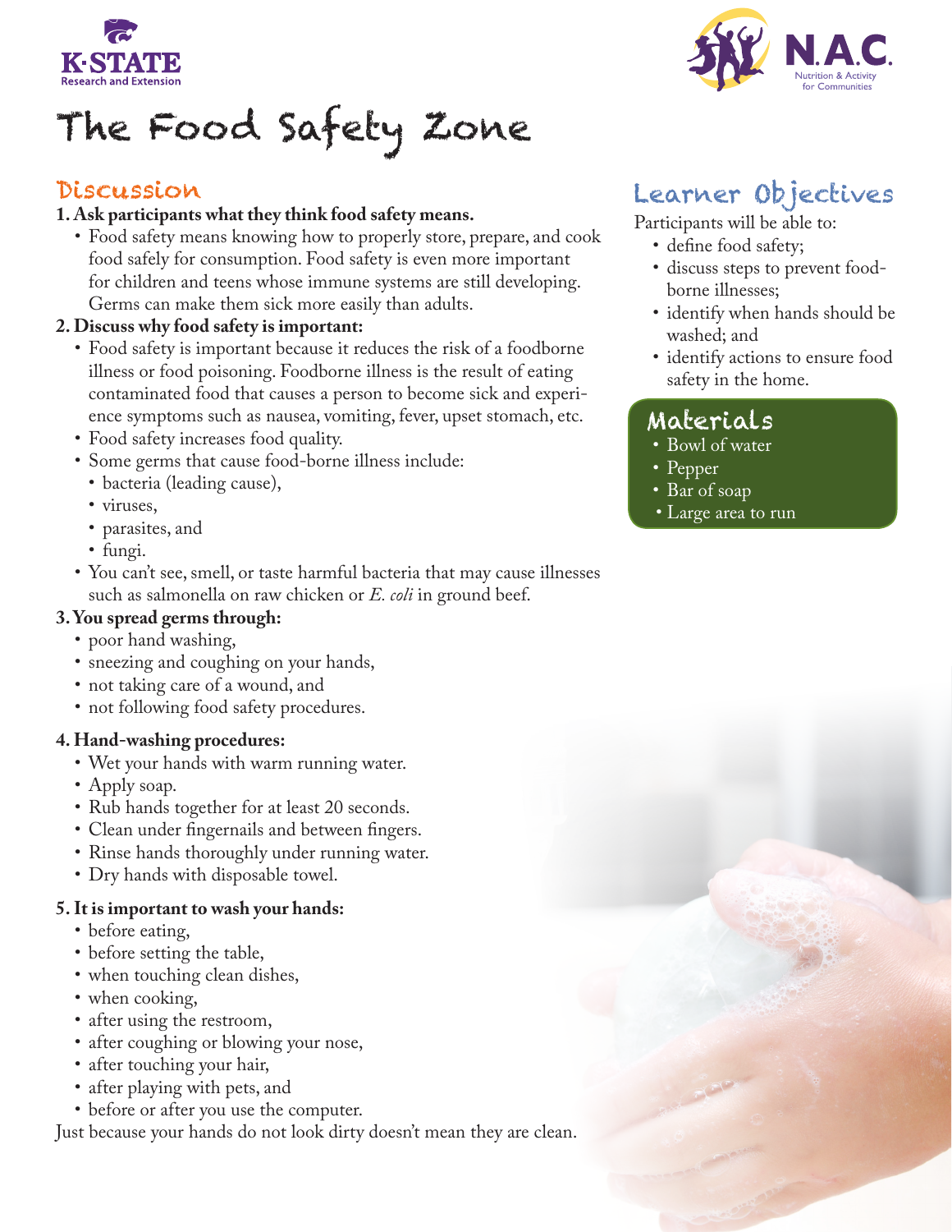K-STATE Research and Extension

N.A.C. Nutrition & Activity for Communities

# The Food Safety Zone

## Discussion

**1. Ask participants what they think food safety means.**

- Food safety means knowing how to properly store, prepare, and cook food safely for consumption. Food safety is even more important for children and teens whose immune systems are still developing. Germs can make them sick more easily than adults.

**2. Discuss why food safety is important:**

- Food safety is important because it reduces the risk of a foodborne illness or food poisoning. Foodborne illness is the result of eating contaminated food that causes a person to become sick and experience symptoms such as nausea, vomiting, fever, upset stomach, etc.
- Food safety increases food quality.
- Some germs that cause food-borne illness include:
  - bacteria (leading cause),
  - viruses,
  - parasites, and
  - fungi.
- You can't see, smell, or taste harmful bacteria that may cause illnesses such as salmonella on raw chicken or *E. coli* in ground beef.

**3. You spread germs through:**

- poor hand washing,
- sneezing and coughing on your hands,
- not taking care of a wound, and
- not following food safety procedures.

**4. Hand-washing procedures:**

- Wet your hands with warm running water.
- Apply soap.
- Rub hands together for at least 20 seconds.
- Clean under fingernails and between fingers.
- Rinse hands thoroughly under running water.
- Dry hands with disposable towel.

**5. It is important to wash your hands:**

- before eating,
- before setting the table,
- when touching clean dishes,
- when cooking,
- after using the restroom,
- after coughing or blowing your nose,
- after touching your hair,
- after playing with pets, and
- before or after you use the computer.

Just because your hands do not look dirty doesn't mean they are clean.

## Learner Objectives

Participants will be able to:

- define food safety;
- discuss steps to prevent food-borne illnesses;
- identify when hands should be washed; and
- identify actions to ensure food safety in the home.

## Materials

- Bowl of water
- Pepper
- Bar of soap
- Large area to run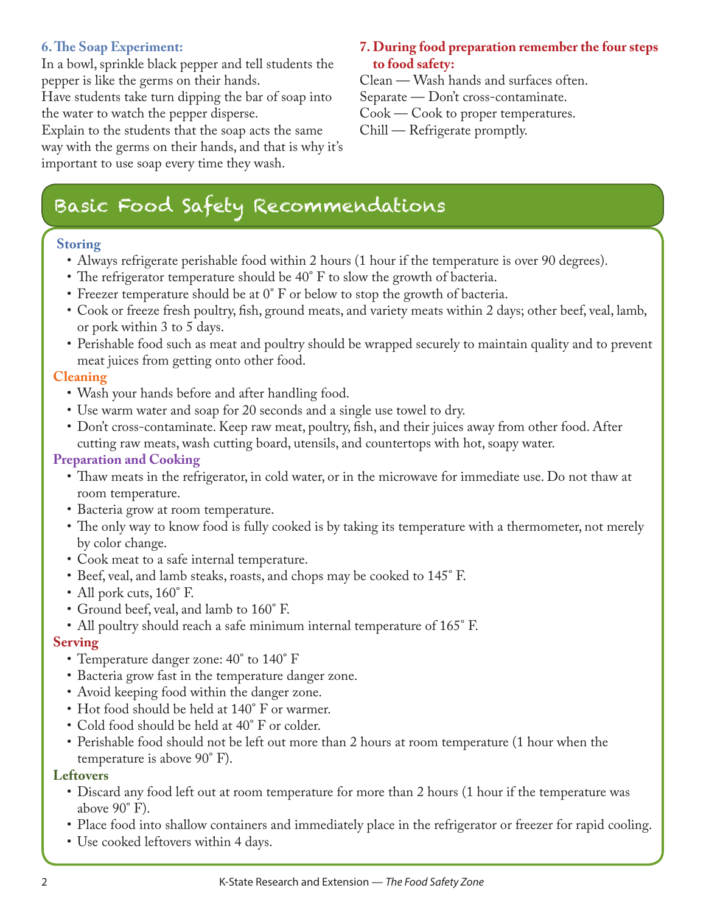**6. The Soap Experiment:**

In a bowl, sprinkle black pepper and tell students the pepper is like the germs on their hands.

Have students take turn dipping the bar of soap into the water to watch the pepper disperse.

Explain to the students that the soap acts the same way with the germs on their hands, and that is why it's important to use soap every time they wash.

**7. During food preparation remember the four steps to food safety:**

Clean — Wash hands and surfaces often.
Separate — Don't cross-contaminate.
Cook — Cook to proper temperatures.
Chill — Refrigerate promptly.

## Basic Food Safety Recommendations

### Storing

- Always refrigerate perishable food within 2 hours (1 hour if the temperature is over 90 degrees).
- The refrigerator temperature should be 40° F to slow the growth of bacteria.
- Freezer temperature should be at 0° F or below to stop the growth of bacteria.
- Cook or freeze fresh poultry, fish, ground meats, and variety meats within 2 days; other beef, veal, lamb, or pork within 3 to 5 days.
- Perishable food such as meat and poultry should be wrapped securely to maintain quality and to prevent meat juices from getting onto other food.

### Cleaning

- Wash your hands before and after handling food.
- Use warm water and soap for 20 seconds and a single use towel to dry.
- Don't cross-contaminate. Keep raw meat, poultry, fish, and their juices away from other food. After cutting raw meats, wash cutting board, utensils, and countertops with hot, soapy water.

### Preparation and Cooking

- Thaw meats in the refrigerator, in cold water, or in the microwave for immediate use. Do not thaw at room temperature.
- Bacteria grow at room temperature.
- The only way to know food is fully cooked is by taking its temperature with a thermometer, not merely by color change.
- Cook meat to a safe internal temperature.
- Beef, veal, and lamb steaks, roasts, and chops may be cooked to 145° F.
- All pork cuts, 160° F.
- Ground beef, veal, and lamb to 160° F.
- All poultry should reach a safe minimum internal temperature of 165° F.

### Serving

- Temperature danger zone: 40° to 140° F
- Bacteria grow fast in the temperature danger zone.
- Avoid keeping food within the danger zone.
- Hot food should be held at 140° F or warmer.
- Cold food should be held at 40° F or colder.
- Perishable food should not be left out more than 2 hours at room temperature (1 hour when the temperature is above 90° F).

### Leftovers

- Discard any food left out at room temperature for more than 2 hours (1 hour if the temperature was above 90° F).
- Place food into shallow containers and immediately place in the refrigerator or freezer for rapid cooling.
- Use cooked leftovers within 4 days.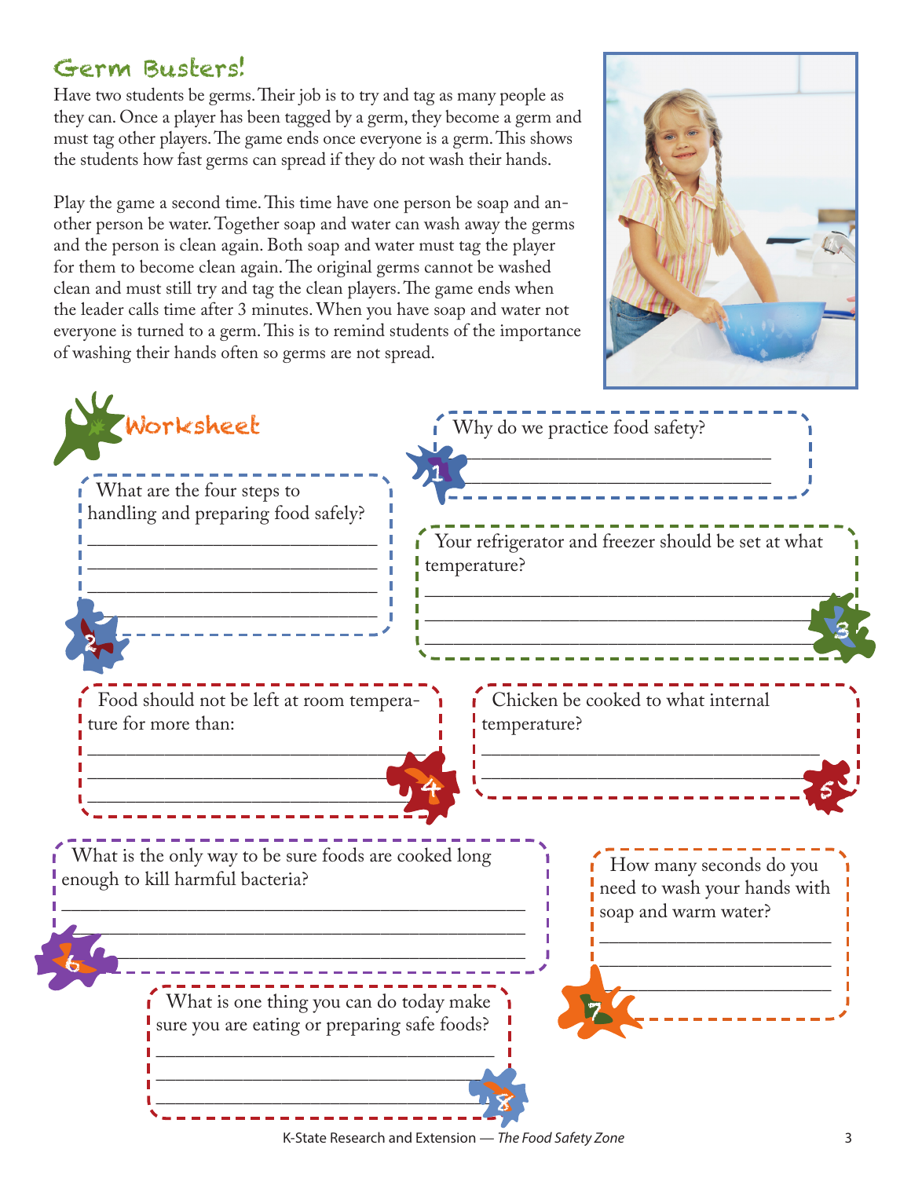## Germ Busters!

Have two students be germs. Their job is to try and tag as many people as they can. Once a player has been tagged by a germ, they become a germ and must tag other players. The game ends once everyone is a germ. This shows the students how fast germs can spread if they do not wash their hands.

Play the game a second time. This time have one person be soap and another person be water. Together soap and water can wash away the germs and the person is clean again. Both soap and water must tag the player for them to become clean again. The original germs cannot be washed clean and must still try and tag the clean players. The game ends when the leader calls time after 3 minutes. When you have soap and water not everyone is turned to a germ. This is to remind students of the importance of washing their hands often so germs are not spread.

## Worksheet

1. Why do we practice food safety?

_______________________________

_______________________________

2. What are the four steps to handling and preparing food safely?

_______________________________

_______________________________

_______________________________

_______________________________

3. Your refrigerator and freezer should be set at what temperature?

_______________________________

_______________________________

_______________________________

4. Food should not be left at room temperature for more than:

_______________________________

_______________________________

_______________________________

5. Chicken be cooked to what internal temperature?

_______________________________

_______________________________

6. What is the only way to be sure foods are cooked long enough to kill harmful bacteria?

_______________________________

_______________________________

_______________________________

7. How many seconds do you need to wash your hands with soap and warm water?

_______________________________

_______________________________

_______________________________

8. What is one thing you can do today make sure you are eating or preparing safe foods?

_______________________________

_______________________________

_______________________________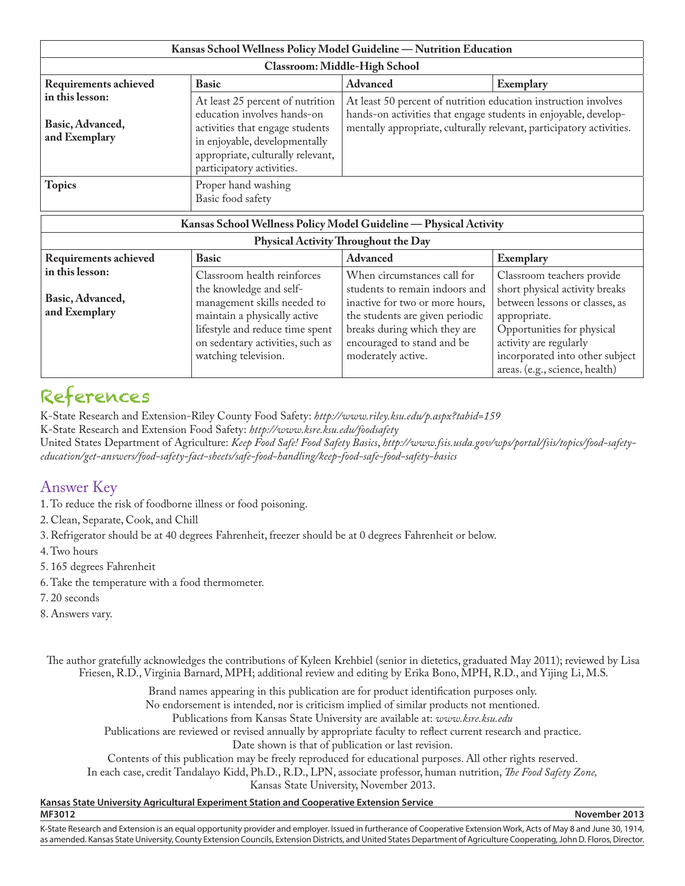| Kansas School Wellness Policy Model Guideline — Nutrition Education | | | |
|---|---|---|---|
| **Classroom: Middle-High School** | | | |
| **Requirements achieved in this lesson:** | **Basic** | **Advanced** | **Exemplary** |
| **Basic, Advanced, and Exemplary** | At least 25 percent of nutrition education involves hands-on activities that engage students in enjoyable, developmentally appropriate, culturally relevant, participatory activities. | At least 50 percent of nutrition education instruction involves hands-on activities that engage students in enjoyable, developmentally appropriate, culturally relevant, participatory activities. | |
| **Topics** | Proper hand washing<br>Basic food safety | | |

| Kansas School Wellness Policy Model Guideline — Physical Activity | | | |
|---|---|---|---|
| **Physical Activity Throughout the Day** | | | |
| **Requirements achieved in this lesson:** | **Basic** | **Advanced** | **Exemplary** |
| **Basic, Advanced, and Exemplary** | Classroom health reinforces the knowledge and self-management skills needed to maintain a physically active lifestyle and reduce time spent on sedentary activities, such as watching television. | When circumstances call for students to remain indoors and inactive for two or more hours, the students are given periodic breaks during which they are encouraged to stand and be moderately active. | Classroom teachers provide short physical activity breaks between lessons or classes, as appropriate. Opportunities for physical activity are regularly incorporated into other subject areas. (e.g., science, health) |

## References

K-State Research and Extension-Riley County Food Safety: *http://www.riley.ksu.edu/p.aspx?tabid=159*

K-State Research and Extension Food Safety: *http://www.ksre.ksu.edu/foodsafety*

United States Department of Agriculture: *Keep Food Safe! Food Safety Basics*, *http://www.fsis.usda.gov/wps/portal/fsis/topics/food-safety-education/get-answers/food-safety-fact-sheets/safe-food-handling/keep-food-safe-food-safety-basics*

## Answer Key

1. To reduce the risk of foodborne illness or food poisoning.
2. Clean, Separate, Cook, and Chill
3. Refrigerator should be at 40 degrees Fahrenheit, freezer should be at 0 degrees Fahrenheit or below.
4. Two hours
5. 165 degrees Fahrenheit
6. Take the temperature with a food thermometer.
7. 20 seconds
8. Answers vary.

The author gratefully acknowledges the contributions of Kyleen Krehbiel (senior in dietetics, graduated May 2011); reviewed by Lisa Friesen, R.D., Virginia Barnard, MPH; additional review and editing by Erika Bono, MPH, R.D., and Yijing Li, M.S.

Brand names appearing in this publication are for product identification purposes only.
No endorsement is intended, nor is criticism implied of similar products not mentioned.
Publications from Kansas State University are available at: *www.ksre.ksu.edu*
Publications are reviewed or revised annually by appropriate faculty to reflect current research and practice.
Date shown is that of publication or last revision.
Contents of this publication may be freely reproduced for educational purposes. All other rights reserved.
In each case, credit Tandalayo Kidd, Ph.D., R.D., LPN, associate professor, human nutrition, *The Food Safety Zone,* Kansas State University, November 2013.

**Kansas State University Agricultural Experiment Station and Cooperative Extension Service**

**MF3012** **November 2013**

K-State Research and Extension is an equal opportunity provider and employer. Issued in furtherance of Cooperative Extension Work, Acts of May 8 and June 30, 1914, as amended. Kansas State University, County Extension Councils, Extension Districts, and United States Department of Agriculture Cooperating, John D. Floros, Director.